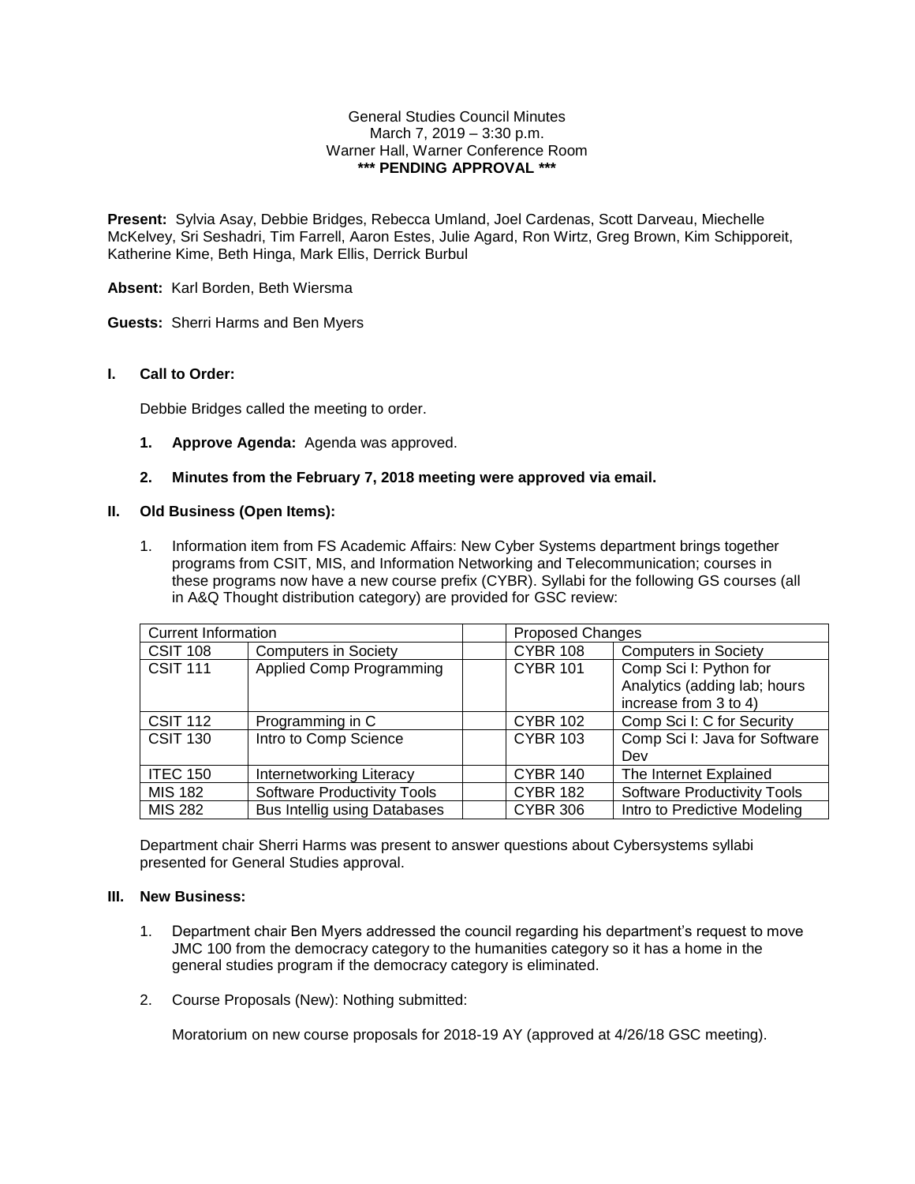General Studies Council Minutes
March 7, 2019 – 3:30 p.m.
Warner Hall, Warner Conference Room
**\*\*\* PENDING APPROVAL \*\*\***

**Present:** Sylvia Asay, Debbie Bridges, Rebecca Umland, Joel Cardenas, Scott Darveau, Miechelle McKelvey, Sri Seshadri, Tim Farrell, Aaron Estes, Julie Agard, Ron Wirtz, Greg Brown, Kim Schipporeit, Katherine Kime, Beth Hinga, Mark Ellis, Derrick Burbul

**Absent:** Karl Borden, Beth Wiersma

**Guests:** Sherri Harms and Ben Myers

## I. Call to Order:

Debbie Bridges called the meeting to order.

1. **Approve Agenda:** Agenda was approved.
2. **Minutes from the February 7, 2018 meeting were approved via email.**

## II. Old Business (Open Items):

1. Information item from FS Academic Affairs: New Cyber Systems department brings together programs from CSIT, MIS, and Information Networking and Telecommunication; courses in these programs now have a new course prefix (CYBR). Syllabi for the following GS courses (all in A&Q Thought distribution category) are provided for GSC review:

| Current Information | | | Proposed Changes | |
|---|---|---|---|---|
| CSIT 108 | Computers in Society | | CYBR 108 | Computers in Society |
| CSIT 111 | Applied Comp Programming | | CYBR 101 | Comp Sci I: Python for Analytics (adding lab; hours increase from 3 to 4) |
| CSIT 112 | Programming in C | | CYBR 102 | Comp Sci I: C for Security |
| CSIT 130 | Intro to Comp Science | | CYBR 103 | Comp Sci I: Java for Software Dev |
| ITEC 150 | Internetworking Literacy | | CYBR 140 | The Internet Explained |
| MIS 182 | Software Productivity Tools | | CYBR 182 | Software Productivity Tools |
| MIS 282 | Bus Intellig using Databases | | CYBR 306 | Intro to Predictive Modeling |

Department chair Sherri Harms was present to answer questions about Cybersystems syllabi presented for General Studies approval.

## III. New Business:

1. Department chair Ben Myers addressed the council regarding his department's request to move JMC 100 from the democracy category to the humanities category so it has a home in the general studies program if the democracy category is eliminated.
2. Course Proposals (New): Nothing submitted:

   Moratorium on new course proposals for 2018-19 AY (approved at 4/26/18 GSC meeting).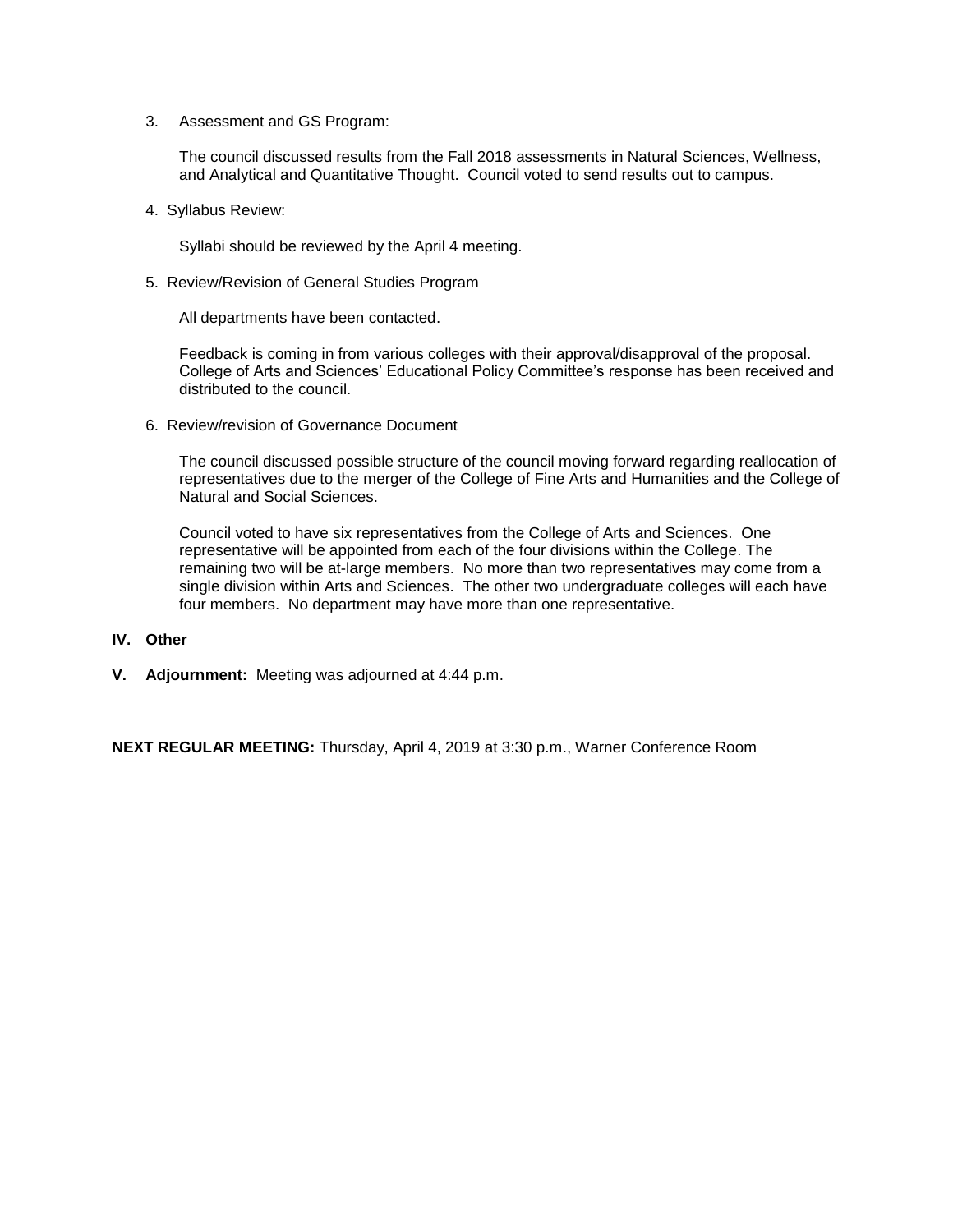3. Assessment and GS Program:

   The council discussed results from the Fall 2018 assessments in Natural Sciences, Wellness, and Analytical and Quantitative Thought. Council voted to send results out to campus.

4. Syllabus Review:

   Syllabi should be reviewed by the April 4 meeting.

5. Review/Revision of General Studies Program

   All departments have been contacted.

   Feedback is coming in from various colleges with their approval/disapproval of the proposal. College of Arts and Sciences' Educational Policy Committee's response has been received and distributed to the council.

6. Review/revision of Governance Document

   The council discussed possible structure of the council moving forward regarding reallocation of representatives due to the merger of the College of Fine Arts and Humanities and the College of Natural and Social Sciences.

   Council voted to have six representatives from the College of Arts and Sciences. One representative will be appointed from each of the four divisions within the College. The remaining two will be at-large members. No more than two representatives may come from a single division within Arts and Sciences. The other two undergraduate colleges will each have four members. No department may have more than one representative.

**IV. Other**

**V. Adjournment:** Meeting was adjourned at 4:44 p.m.

**NEXT REGULAR MEETING:** Thursday, April 4, 2019 at 3:30 p.m., Warner Conference Room